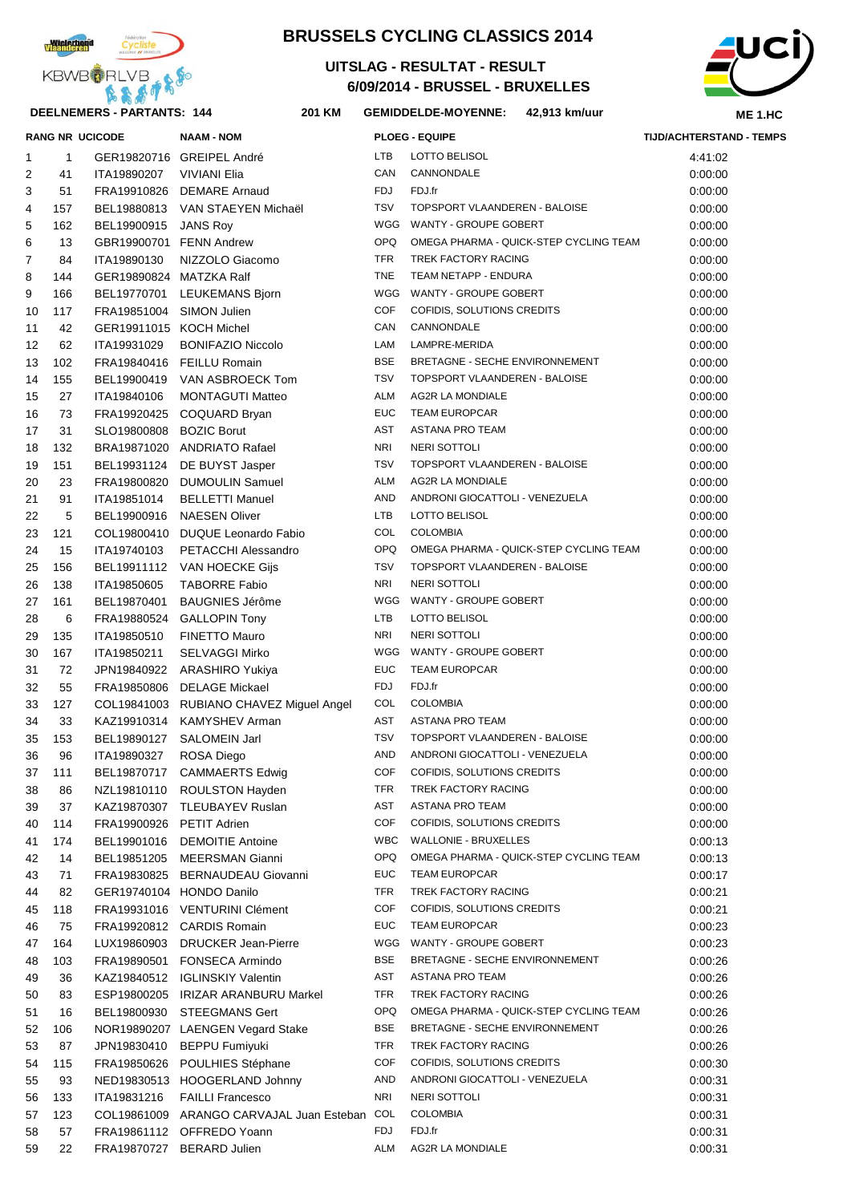# BRUSSELS CYCLING CLASSICS 2014

## UITSLAG - RESULTAT - RESULT

## 6/09/2014 - BRUSSEL - BRUXELLES

**DEELNEMERS - PARTANTS: 144** **201 KM** **GEMIDDELDE-MOYENNE: 42,913 km/uur** **ME 1.HC**

| RANG | NR | UCICODE | NAAM - NOM | PLOEG - EQUIPE | | TIJD/ACHTERSTAND - TEMPS |
|---|---|---|---|---|---|---|
| 1 | 1 | GER19820716 | GREIPEL André | LTB | LOTTO BELISOL | 4:41:02 |
| 2 | 41 | ITA19890207 | VIVIANI Elia | CAN | CANNONDALE | 0:00:00 |
| 3 | 51 | FRA19910826 | DEMARE Arnaud | FDJ | FDJ.fr | 0:00:00 |
| 4 | 157 | BEL19880813 | VAN STAEYEN Michaël | TSV | TOPSPORT VLAANDEREN - BALOISE | 0:00:00 |
| 5 | 162 | BEL19900915 | JANS Roy | WGG | WANTY - GROUPE GOBERT | 0:00:00 |
| 6 | 13 | GBR19900701 | FENN Andrew | OPQ | OMEGA PHARMA - QUICK-STEP CYCLING TEAM | 0:00:00 |
| 7 | 84 | ITA19890130 | NIZZOLO Giacomo | TFR | TREK FACTORY RACING | 0:00:00 |
| 8 | 144 | GER19890824 | MATZKA Ralf | TNE | TEAM NETAPP - ENDURA | 0:00:00 |
| 9 | 166 | BEL19770701 | LEUKEMANS Bjorn | WGG | WANTY - GROUPE GOBERT | 0:00:00 |
| 10 | 117 | FRA19851004 | SIMON Julien | COF | COFIDIS, SOLUTIONS CREDITS | 0:00:00 |
| 11 | 42 | GER19911015 | KOCH Michel | CAN | CANNONDALE | 0:00:00 |
| 12 | 62 | ITA19931029 | BONIFAZIO Niccolo | LAM | LAMPRE-MERIDA | 0:00:00 |
| 13 | 102 | FRA19840416 | FEILLU Romain | BSE | BRETAGNE - SECHE ENVIRONNEMENT | 0:00:00 |
| 14 | 155 | BEL19900419 | VAN ASBROECK Tom | TSV | TOPSPORT VLAANDEREN - BALOISE | 0:00:00 |
| 15 | 27 | ITA19840106 | MONTAGUTI Matteo | ALM | AG2R LA MONDIALE | 0:00:00 |
| 16 | 73 | FRA19920425 | COQUARD Bryan | EUC | TEAM EUROPCAR | 0:00:00 |
| 17 | 31 | SLO19800808 | BOZIC Borut | AST | ASTANA PRO TEAM | 0:00:00 |
| 18 | 132 | BRA19871020 | ANDRIATO Rafael | NRI | NERI SOTTOLI | 0:00:00 |
| 19 | 151 | BEL19931124 | DE BUYST Jasper | TSV | TOPSPORT VLAANDEREN - BALOISE | 0:00:00 |
| 20 | 23 | FRA19800820 | DUMOULIN Samuel | ALM | AG2R LA MONDIALE | 0:00:00 |
| 21 | 91 | ITA19851014 | BELLETTI Manuel | AND | ANDRONI GIOCATTOLI - VENEZUELA | 0:00:00 |
| 22 | 5 | BEL19900916 | NAESEN Oliver | LTB | LOTTO BELISOL | 0:00:00 |
| 23 | 121 | COL19800410 | DUQUE Leonardo Fabio | COL | COLOMBIA | 0:00:00 |
| 24 | 15 | ITA19740103 | PETACCHI Alessandro | OPQ | OMEGA PHARMA - QUICK-STEP CYCLING TEAM | 0:00:00 |
| 25 | 156 | BEL19911112 | VAN HOECKE Gijs | TSV | TOPSPORT VLAANDEREN - BALOISE | 0:00:00 |
| 26 | 138 | ITA19850605 | TABORRE Fabio | NRI | NERI SOTTOLI | 0:00:00 |
| 27 | 161 | BEL19870401 | BAUGNIES Jérôme | WGG | WANTY - GROUPE GOBERT | 0:00:00 |
| 28 | 6 | FRA19880524 | GALLOPIN Tony | LTB | LOTTO BELISOL | 0:00:00 |
| 29 | 135 | ITA19850510 | FINETTO Mauro | NRI | NERI SOTTOLI | 0:00:00 |
| 30 | 167 | ITA19850211 | SELVAGGI Mirko | WGG | WANTY - GROUPE GOBERT | 0:00:00 |
| 31 | 72 | JPN19840922 | ARASHIRO Yukiya | EUC | TEAM EUROPCAR | 0:00:00 |
| 32 | 55 | FRA19850806 | DELAGE Mickael | FDJ | FDJ.fr | 0:00:00 |
| 33 | 127 | COL19841003 | RUBIANO CHAVEZ Miguel Angel | COL | COLOMBIA | 0:00:00 |
| 34 | 33 | KAZ19910314 | KAMYSHEV Arman | AST | ASTANA PRO TEAM | 0:00:00 |
| 35 | 153 | BEL19890127 | SALOMEIN Jarl | TSV | TOPSPORT VLAANDEREN - BALOISE | 0:00:00 |
| 36 | 96 | ITA19890327 | ROSA Diego | AND | ANDRONI GIOCATTOLI - VENEZUELA | 0:00:00 |
| 37 | 111 | BEL19870717 | CAMMAERTS Edwig | COF | COFIDIS, SOLUTIONS CREDITS | 0:00:00 |
| 38 | 86 | NZL19810110 | ROULSTON Hayden | TFR | TREK FACTORY RACING | 0:00:00 |
| 39 | 37 | KAZ19870307 | TLEUBAYEV Ruslan | AST | ASTANA PRO TEAM | 0:00:00 |
| 40 | 114 | FRA19900926 | PETIT Adrien | COF | COFIDIS, SOLUTIONS CREDITS | 0:00:00 |
| 41 | 174 | BEL19901016 | DEMOITIE Antoine | WBC | WALLONIE - BRUXELLES | 0:00:13 |
| 42 | 14 | BEL19851205 | MEERSMAN Gianni | OPQ | OMEGA PHARMA - QUICK-STEP CYCLING TEAM | 0:00:13 |
| 43 | 71 | FRA19830825 | BERNAUDEAU Giovanni | EUC | TEAM EUROPCAR | 0:00:17 |
| 44 | 82 | GER19740104 | HONDO Danilo | TFR | TREK FACTORY RACING | 0:00:21 |
| 45 | 118 | FRA19931016 | VENTURINI Clément | COF | COFIDIS, SOLUTIONS CREDITS | 0:00:21 |
| 46 | 75 | FRA19920812 | CARDIS Romain | EUC | TEAM EUROPCAR | 0:00:23 |
| 47 | 164 | LUX19860903 | DRUCKER Jean-Pierre | WGG | WANTY - GROUPE GOBERT | 0:00:23 |
| 48 | 103 | FRA19890501 | FONSECA Armindo | BSE | BRETAGNE - SECHE ENVIRONNEMENT | 0:00:26 |
| 49 | 36 | KAZ19840512 | IGLINSKIY Valentin | AST | ASTANA PRO TEAM | 0:00:26 |
| 50 | 83 | ESP19800205 | IRIZAR ARANBURU Markel | TFR | TREK FACTORY RACING | 0:00:26 |
| 51 | 16 | BEL19800930 | STEEGMANS Gert | OPQ | OMEGA PHARMA - QUICK-STEP CYCLING TEAM | 0:00:26 |
| 52 | 106 | NOR19890207 | LAENGEN Vegard Stake | BSE | BRETAGNE - SECHE ENVIRONNEMENT | 0:00:26 |
| 53 | 87 | JPN19830410 | BEPPU Fumiyuki | TFR | TREK FACTORY RACING | 0:00:26 |
| 54 | 115 | FRA19850626 | POULHIES Stéphane | COF | COFIDIS, SOLUTIONS CREDITS | 0:00:30 |
| 55 | 93 | NED19830513 | HOOGERLAND Johnny | AND | ANDRONI GIOCATTOLI - VENEZUELA | 0:00:31 |
| 56 | 133 | ITA19831216 | FAILLI Francesco | NRI | NERI SOTTOLI | 0:00:31 |
| 57 | 123 | COL19861009 | ARANGO CARVAJAL Juan Esteban | COL | COLOMBIA | 0:00:31 |
| 58 | 57 | FRA19861112 | OFFREDO Yoann | FDJ | FDJ.fr | 0:00:31 |
| 59 | 22 | FRA19870727 | BERARD Julien | ALM | AG2R LA MONDIALE | 0:00:31 |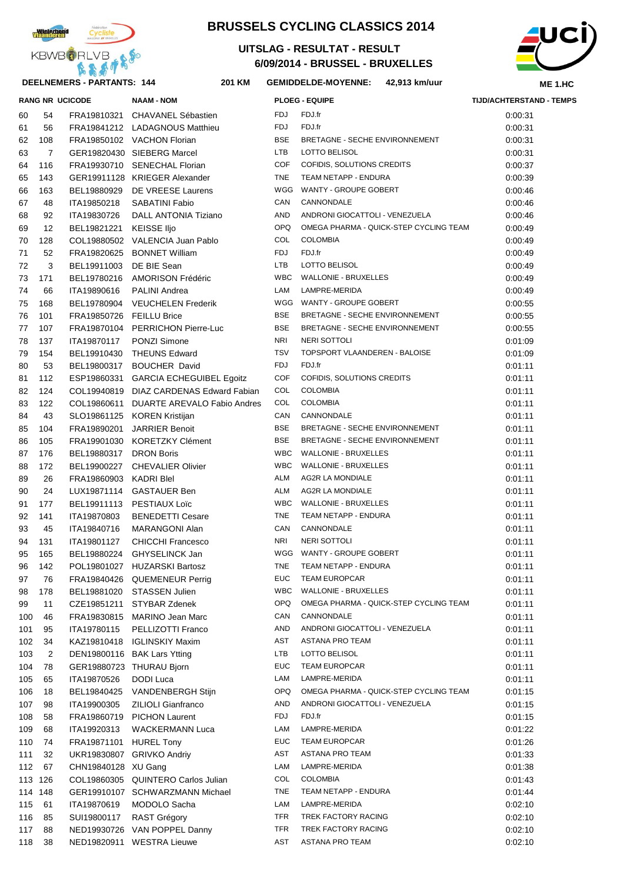# BRUSSELS CYCLING CLASSICS 2014

## UITSLAG - RESULTAT - RESULT
## 6/09/2014 - BRUSSEL - BRUXELLES

**DEELNEMERS - PARTANTS: 144** **201 KM** **GEMIDDELDE-MOYENNE: 42,913 km/uur** **ME 1.HC**

| RANG | NR | UCICODE | NAAM - NOM | PLOEG - EQUIPE | | TIJD/ACHTERSTAND - TEMPS |
|---|---|---|---|---|---|---|
| 60 | 54 | FRA19810321 | CHAVANEL Sébastien | FDJ | FDJ.fr | 0:00:31 |
| 61 | 56 | FRA19841212 | LADAGNOUS Matthieu | FDJ | FDJ.fr | 0:00:31 |
| 62 | 108 | FRA19850102 | VACHON Florian | BSE | BRETAGNE - SECHE ENVIRONNEMENT | 0:00:31 |
| 63 | 7 | GER19820430 | SIEBERG Marcel | LTB | LOTTO BELISOL | 0:00:31 |
| 64 | 116 | FRA19930710 | SENECHAL Florian | COF | COFIDIS, SOLUTIONS CREDITS | 0:00:37 |
| 65 | 143 | GER19911128 | KRIEGER Alexander | TNE | TEAM NETAPP - ENDURA | 0:00:39 |
| 66 | 163 | BEL19880929 | DE VREESE Laurens | WGG | WANTY - GROUPE GOBERT | 0:00:46 |
| 67 | 48 | ITA19850218 | SABATINI Fabio | CAN | CANNONDALE | 0:00:46 |
| 68 | 92 | ITA19830726 | DALL ANTONIA Tiziano | AND | ANDRONI GIOCATTOLI - VENEZUELA | 0:00:46 |
| 69 | 12 | BEL19821221 | KEISSE Iljo | OPQ | OMEGA PHARMA - QUICK-STEP CYCLING TEAM | 0:00:49 |
| 70 | 128 | COL19880502 | VALENCIA Juan Pablo | COL | COLOMBIA | 0:00:49 |
| 71 | 52 | FRA19820625 | BONNET William | FDJ | FDJ.fr | 0:00:49 |
| 72 | 3 | BEL19911003 | DE BIE Sean | LTB | LOTTO BELISOL | 0:00:49 |
| 73 | 171 | BEL19780216 | AMORISON Frédéric | WBC | WALLONIE - BRUXELLES | 0:00:49 |
| 74 | 66 | ITA19890616 | PALINI Andrea | LAM | LAMPRE-MERIDA | 0:00:49 |
| 75 | 168 | BEL19780904 | VEUCHELEN Frederik | WGG | WANTY - GROUPE GOBERT | 0:00:55 |
| 76 | 101 | FRA19850726 | FEILLU Brice | BSE | BRETAGNE - SECHE ENVIRONNEMENT | 0:00:55 |
| 77 | 107 | FRA19870104 | PERRICHON Pierre-Luc | BSE | BRETAGNE - SECHE ENVIRONNEMENT | 0:00:55 |
| 78 | 137 | ITA19870117 | PONZI Simone | NRI | NERI SOTTOLI | 0:01:09 |
| 79 | 154 | BEL19910430 | THEUNS Edward | TSV | TOPSPORT VLAANDEREN - BALOISE | 0:01:09 |
| 80 | 53 | BEL19800317 | BOUCHER David | FDJ | FDJ.fr | 0:01:11 |
| 81 | 112 | ESP19860331 | GARCIA ECHEGUIBEL Egoitz | COF | COFIDIS, SOLUTIONS CREDITS | 0:01:11 |
| 82 | 124 | COL19940819 | DIAZ CARDENAS Edward Fabian | COL | COLOMBIA | 0:01:11 |
| 83 | 122 | COL19860611 | DUARTE AREVALO Fabio Andres | COL | COLOMBIA | 0:01:11 |
| 84 | 43 | SLO19861125 | KOREN Kristijan | CAN | CANNONDALE | 0:01:11 |
| 85 | 104 | FRA19890201 | JARRIER Benoit | BSE | BRETAGNE - SECHE ENVIRONNEMENT | 0:01:11 |
| 86 | 105 | FRA19901030 | KORETZKY Clément | BSE | BRETAGNE - SECHE ENVIRONNEMENT | 0:01:11 |
| 87 | 176 | BEL19880317 | DRON Boris | WBC | WALLONIE - BRUXELLES | 0:01:11 |
| 88 | 172 | BEL19900227 | CHEVALIER Olivier | WBC | WALLONIE - BRUXELLES | 0:01:11 |
| 89 | 26 | FRA19860903 | KADRI Blel | ALM | AG2R LA MONDIALE | 0:01:11 |
| 90 | 24 | LUX19871114 | GASTAUER Ben | ALM | AG2R LA MONDIALE | 0:01:11 |
| 91 | 177 | BEL19911113 | PESTIAUX Loïc | WBC | WALLONIE - BRUXELLES | 0:01:11 |
| 92 | 141 | ITA19870803 | BENEDETTI Cesare | TNE | TEAM NETAPP - ENDURA | 0:01:11 |
| 93 | 45 | ITA19840716 | MARANGONI Alan | CAN | CANNONDALE | 0:01:11 |
| 94 | 131 | ITA19801127 | CHICCHI Francesco | NRI | NERI SOTTOLI | 0:01:11 |
| 95 | 165 | BEL19880224 | GHYSELINCK Jan | WGG | WANTY - GROUPE GOBERT | 0:01:11 |
| 96 | 142 | POL19801027 | HUZARSKI Bartosz | TNE | TEAM NETAPP - ENDURA | 0:01:11 |
| 97 | 76 | FRA19840426 | QUEMENEUR Perrig | EUC | TEAM EUROPCAR | 0:01:11 |
| 98 | 178 | BEL19881020 | STASSEN Julien | WBC | WALLONIE - BRUXELLES | 0:01:11 |
| 99 | 11 | CZE19851211 | STYBAR Zdenek | OPQ | OMEGA PHARMA - QUICK-STEP CYCLING TEAM | 0:01:11 |
| 100 | 46 | FRA19830815 | MARINO Jean Marc | CAN | CANNONDALE | 0:01:11 |
| 101 | 95 | ITA19780115 | PELLIZOTTI Franco | AND | ANDRONI GIOCATTOLI - VENEZUELA | 0:01:11 |
| 102 | 34 | KAZ19810418 | IGLINSKIY Maxim | AST | ASTANA PRO TEAM | 0:01:11 |
| 103 | 2 | DEN19800116 | BAK Lars Ytting | LTB | LOTTO BELISOL | 0:01:11 |
| 104 | 78 | GER19880723 | THURAU Bjorn | EUC | TEAM EUROPCAR | 0:01:11 |
| 105 | 65 | ITA19870526 | DODI Luca | LAM | LAMPRE-MERIDA | 0:01:11 |
| 106 | 18 | BEL19840425 | VANDENBERGH Stijn | OPQ | OMEGA PHARMA - QUICK-STEP CYCLING TEAM | 0:01:15 |
| 107 | 98 | ITA19900305 | ZILIOLI Gianfranco | AND | ANDRONI GIOCATTOLI - VENEZUELA | 0:01:15 |
| 108 | 58 | FRA19860719 | PICHON Laurent | FDJ | FDJ.fr | 0:01:15 |
| 109 | 68 | ITA19920313 | WACKERMANN Luca | LAM | LAMPRE-MERIDA | 0:01:22 |
| 110 | 74 | FRA19871101 | HUREL Tony | EUC | TEAM EUROPCAR | 0:01:26 |
| 111 | 32 | UKR19830807 | GRIVKO Andriy | AST | ASTANA PRO TEAM | 0:01:33 |
| 112 | 67 | CHN19840128 | XU Gang | LAM | LAMPRE-MERIDA | 0:01:38 |
| 113 | 126 | COL19860305 | QUINTERO Carlos Julian | COL | COLOMBIA | 0:01:43 |
| 114 | 148 | GER19910107 | SCHWARZMANN Michael | TNE | TEAM NETAPP - ENDURA | 0:01:44 |
| 115 | 61 | ITA19870619 | MODOLO Sacha | LAM | LAMPRE-MERIDA | 0:02:10 |
| 116 | 85 | SUI19800117 | RAST Grégory | TFR | TREK FACTORY RACING | 0:02:10 |
| 117 | 88 | NED19930726 | VAN POPPEL Danny | TFR | TREK FACTORY RACING | 0:02:10 |
| 118 | 38 | NED19820911 | WESTRA Lieuwe | AST | ASTANA PRO TEAM | 0:02:10 |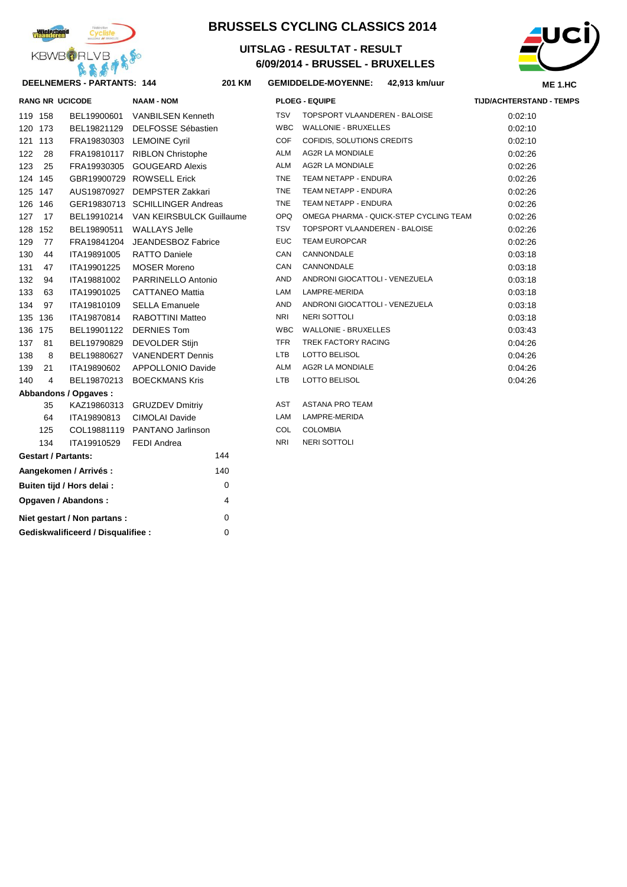# BRUSSELS CYCLING CLASSICS 2014

## UITSLAG - RESULTAT - RESULT

## 6/09/2014 - BRUSSEL - BRUXELLES

**DEELNEMERS - PARTANTS: 144** **201 KM** **GEMIDDELDE-MOYENNE: 42,913 km/uur** **ME 1.HC**

| RANG | NR | UCICODE | NAAM - NOM | PLOEG - EQUIPE | | TIJD/ACHTERSTAND - TEMPS |
|---|---|---|---|---|---|---|
| 119 | 158 | BEL19900601 | VANBILSEN Kenneth | TSV | TOPSPORT VLAANDEREN - BALOISE | 0:02:10 |
| 120 | 173 | BEL19821129 | DELFOSSE Sébastien | WBC | WALLONIE - BRUXELLES | 0:02:10 |
| 121 | 113 | FRA19830303 | LEMOINE Cyril | COF | COFIDIS, SOLUTIONS CREDITS | 0:02:10 |
| 122 | 28 | FRA19810117 | RIBLON Christophe | ALM | AG2R LA MONDIALE | 0:02:26 |
| 123 | 25 | FRA19930305 | GOUGEARD Alexis | ALM | AG2R LA MONDIALE | 0:02:26 |
| 124 | 145 | GBR19900729 | ROWSELL Erick | TNE | TEAM NETAPP - ENDURA | 0:02:26 |
| 125 | 147 | AUS19870927 | DEMPSTER Zakkari | TNE | TEAM NETAPP - ENDURA | 0:02:26 |
| 126 | 146 | GER19830713 | SCHILLINGER Andreas | TNE | TEAM NETAPP - ENDURA | 0:02:26 |
| 127 | 17 | BEL19910214 | VAN KEIRSBULCK Guillaume | OPQ | OMEGA PHARMA - QUICK-STEP CYCLING TEAM | 0:02:26 |
| 128 | 152 | BEL19890511 | WALLAYS Jelle | TSV | TOPSPORT VLAANDEREN - BALOISE | 0:02:26 |
| 129 | 77 | FRA19841204 | JEANDESBOZ Fabrice | EUC | TEAM EUROPCAR | 0:02:26 |
| 130 | 44 | ITA19891005 | RATTO Daniele | CAN | CANNONDALE | 0:03:18 |
| 131 | 47 | ITA19901225 | MOSER Moreno | CAN | CANNONDALE | 0:03:18 |
| 132 | 94 | ITA19881002 | PARRINELLO Antonio | AND | ANDRONI GIOCATTOLI - VENEZUELA | 0:03:18 |
| 133 | 63 | ITA19901025 | CATTANEO Mattia | LAM | LAMPRE-MERIDA | 0:03:18 |
| 134 | 97 | ITA19810109 | SELLA Emanuele | AND | ANDRONI GIOCATTOLI - VENEZUELA | 0:03:18 |
| 135 | 136 | ITA19870814 | RABOTTINI Matteo | NRI | NERI SOTTOLI | 0:03:18 |
| 136 | 175 | BEL19901122 | DERNIES Tom | WBC | WALLONIE - BRUXELLES | 0:03:43 |
| 137 | 81 | BEL19790829 | DEVOLDER Stijn | TFR | TREK FACTORY RACING | 0:04:26 |
| 138 | 8 | BEL19880627 | VANENDERT Dennis | LTB | LOTTO BELISOL | 0:04:26 |
| 139 | 21 | ITA19890602 | APPOLLONIO Davide | ALM | AG2R LA MONDIALE | 0:04:26 |
| 140 | 4 | BEL19870213 | BOECKMANS Kris | LTB | LOTTO BELISOL | 0:04:26 |

**Abbandons / Opgaves :**

| NR | UCICODE | NAAM - NOM | PLOEG - EQUIPE | |
|---|---|---|---|---|
| 35 | KAZ19860313 | GRUZDEV Dmitriy | AST | ASTANA PRO TEAM |
| 64 | ITA19890813 | CIMOLAI Davide | LAM | LAMPRE-MERIDA |
| 125 | COL19881119 | PANTANO Jarlinson | COL | COLOMBIA |
| 134 | ITA19910529 | FEDI Andrea | NRI | NERI SOTTOLI |

| | |
|---|---|
| **Gestart / Partants:** | 144 |
| **Aangekomen / Arrivés :** | 140 |
| **Buiten tijd / Hors delai :** | 0 |
| **Opgaven / Abandons :** | 4 |
| **Niet gestart / Non partans :** | 0 |
| **Gediskwalificeerd / Disqualifiee :** | 0 |